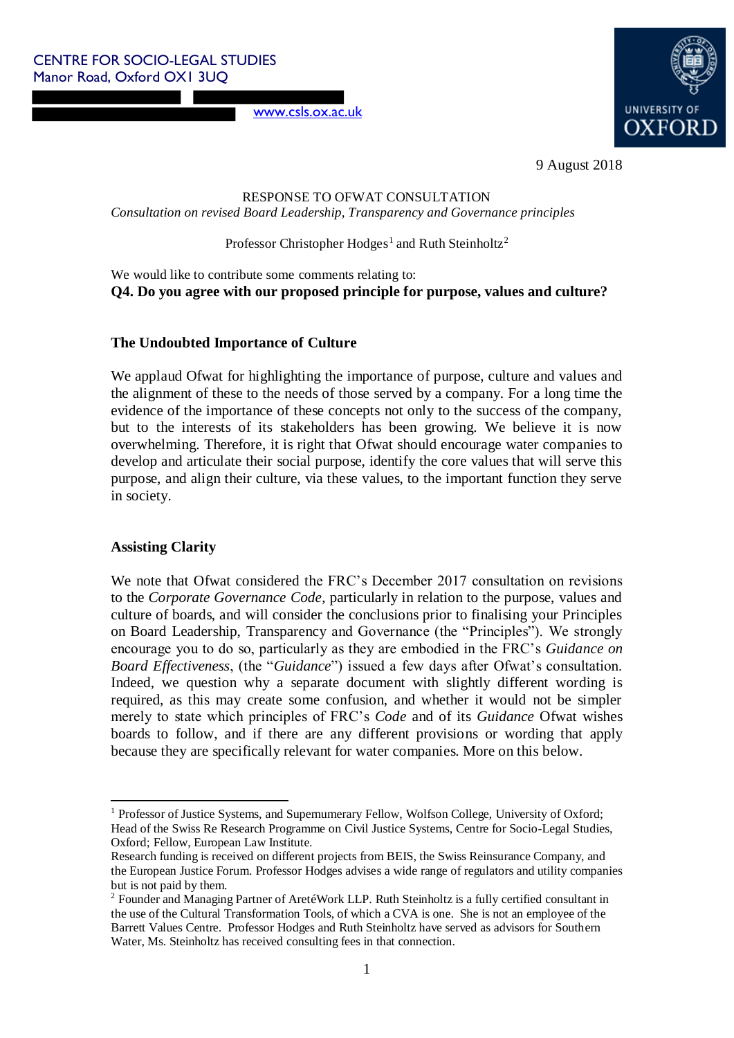CENTRE FOR SOCIO-LEGAL STUDIES
Manor Road, Oxford OX1 3UQ

www.csls.ox.ac.uk

UNIVERSITY OF OXFORD

9 August 2018

RESPONSE TO OFWAT CONSULTATION

*Consultation on revised Board Leadership, Transparency and Governance principles*

Professor Christopher Hodges[1] and Ruth Steinholtz[2]

We would like to contribute some comments relating to:

**Q4. Do you agree with our proposed principle for purpose, values and culture?**

## The Undoubted Importance of Culture

We applaud Ofwat for highlighting the importance of purpose, culture and values and the alignment of these to the needs of those served by a company. For a long time the evidence of the importance of these concepts not only to the success of the company, but to the interests of its stakeholders has been growing. We believe it is now overwhelming. Therefore, it is right that Ofwat should encourage water companies to develop and articulate their social purpose, identify the core values that will serve this purpose, and align their culture, via these values, to the important function they serve in society.

## Assisting Clarity

We note that Ofwat considered the FRC's December 2017 consultation on revisions to the *Corporate Governance Code*, particularly in relation to the purpose, values and culture of boards, and will consider the conclusions prior to finalising your Principles on Board Leadership, Transparency and Governance (the "Principles"). We strongly encourage you to do so, particularly as they are embodied in the FRC's *Guidance on Board Effectiveness*, (the "*Guidance*") issued a few days after Ofwat's consultation. Indeed, we question why a separate document with slightly different wording is required, as this may create some confusion, and whether it would not be simpler merely to state which principles of FRC's *Code* and of its *Guidance* Ofwat wishes boards to follow, and if there are any different provisions or wording that apply because they are specifically relevant for water companies. More on this below.

---

[1] Professor of Justice Systems, and Supernumerary Fellow, Wolfson College, University of Oxford; Head of the Swiss Re Research Programme on Civil Justice Systems, Centre for Socio-Legal Studies, Oxford; Fellow, European Law Institute.
Research funding is received on different projects from BEIS, the Swiss Reinsurance Company, and the European Justice Forum. Professor Hodges advises a wide range of regulators and utility companies but is not paid by them.

[2] Founder and Managing Partner of AretéWork LLP. Ruth Steinholtz is a fully certified consultant in the use of the Cultural Transformation Tools, of which a CVA is one. She is not an employee of the Barrett Values Centre. Professor Hodges and Ruth Steinholtz have served as advisors for Southern Water, Ms. Steinholtz has received consulting fees in that connection.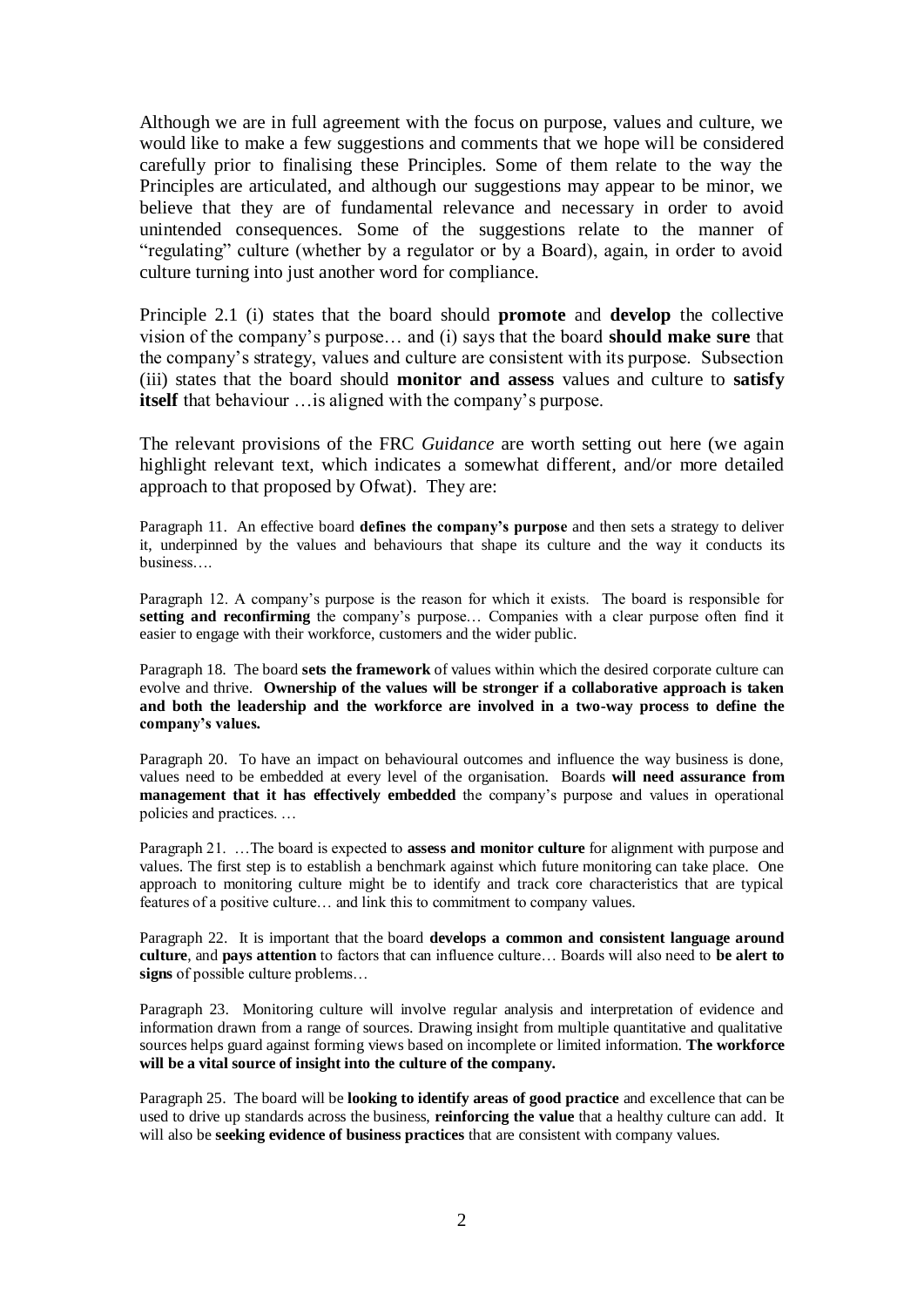Although we are in full agreement with the focus on purpose, values and culture, we would like to make a few suggestions and comments that we hope will be considered carefully prior to finalising these Principles. Some of them relate to the way the Principles are articulated, and although our suggestions may appear to be minor, we believe that they are of fundamental relevance and necessary in order to avoid unintended consequences. Some of the suggestions relate to the manner of "regulating" culture (whether by a regulator or by a Board), again, in order to avoid culture turning into just another word for compliance.

Principle 2.1 (i) states that the board should **promote** and **develop** the collective vision of the company's purpose… and (i) says that the board **should make sure** that the company's strategy, values and culture are consistent with its purpose. Subsection (iii) states that the board should **monitor and assess** values and culture to **satisfy itself** that behaviour …is aligned with the company's purpose.

The relevant provisions of the FRC *Guidance* are worth setting out here (we again highlight relevant text, which indicates a somewhat different, and/or more detailed approach to that proposed by Ofwat). They are:

Paragraph 11. An effective board **defines the company's purpose** and then sets a strategy to deliver it, underpinned by the values and behaviours that shape its culture and the way it conducts its business….

Paragraph 12. A company's purpose is the reason for which it exists. The board is responsible for **setting and reconfirming** the company's purpose… Companies with a clear purpose often find it easier to engage with their workforce, customers and the wider public.

Paragraph 18. The board **sets the framework** of values within which the desired corporate culture can evolve and thrive. **Ownership of the values will be stronger if a collaborative approach is taken and both the leadership and the workforce are involved in a two-way process to define the company's values.**

Paragraph 20. To have an impact on behavioural outcomes and influence the way business is done, values need to be embedded at every level of the organisation. Boards **will need assurance from management that it has effectively embedded** the company's purpose and values in operational policies and practices. …

Paragraph 21. …The board is expected to **assess and monitor culture** for alignment with purpose and values. The first step is to establish a benchmark against which future monitoring can take place. One approach to monitoring culture might be to identify and track core characteristics that are typical features of a positive culture… and link this to commitment to company values.

Paragraph 22. It is important that the board **develops a common and consistent language around culture**, and **pays attention** to factors that can influence culture… Boards will also need to **be alert to signs** of possible culture problems…

Paragraph 23. Monitoring culture will involve regular analysis and interpretation of evidence and information drawn from a range of sources. Drawing insight from multiple quantitative and qualitative sources helps guard against forming views based on incomplete or limited information. **The workforce will be a vital source of insight into the culture of the company.**

Paragraph 25. The board will be **looking to identify areas of good practice** and excellence that can be used to drive up standards across the business, **reinforcing the value** that a healthy culture can add. It will also be **seeking evidence of business practices** that are consistent with company values.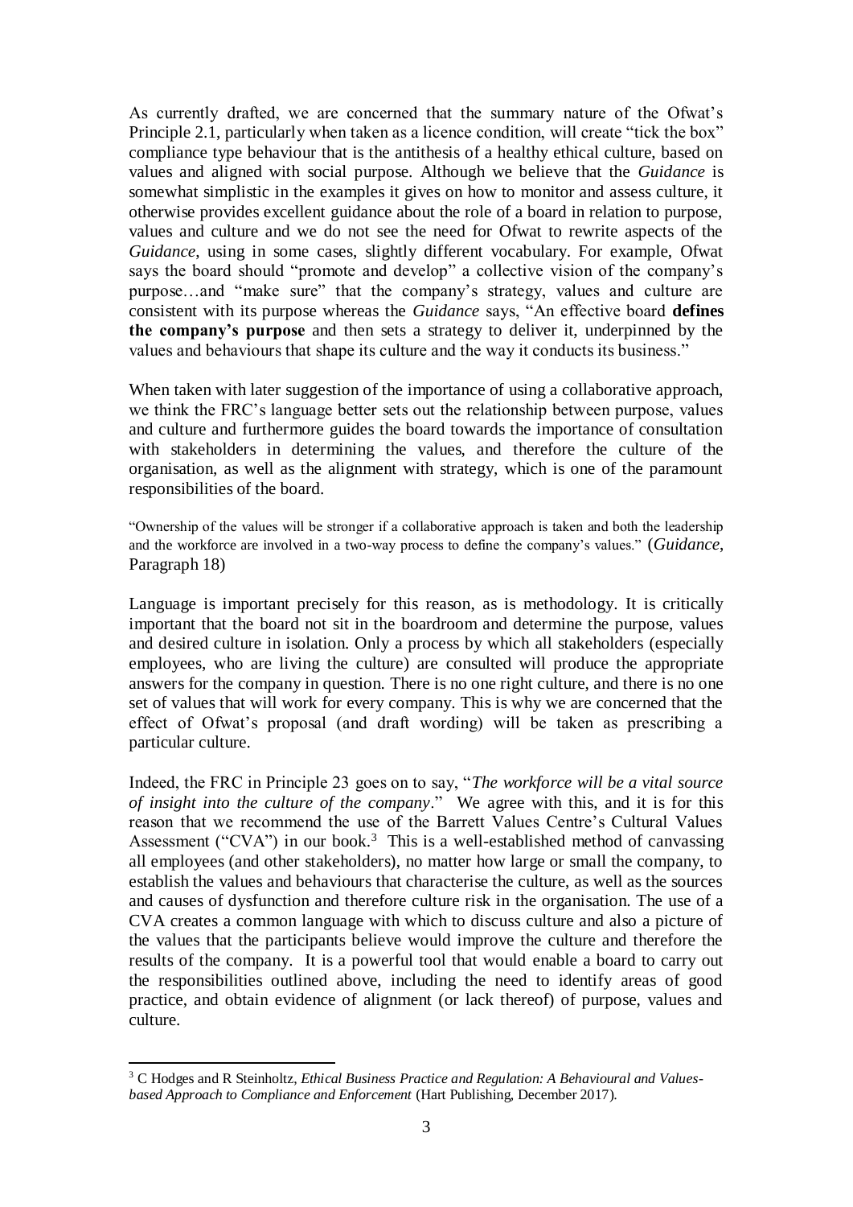As currently drafted, we are concerned that the summary nature of the Ofwat's Principle 2.1, particularly when taken as a licence condition, will create "tick the box" compliance type behaviour that is the antithesis of a healthy ethical culture, based on values and aligned with social purpose. Although we believe that the *Guidance* is somewhat simplistic in the examples it gives on how to monitor and assess culture, it otherwise provides excellent guidance about the role of a board in relation to purpose, values and culture and we do not see the need for Ofwat to rewrite aspects of the *Guidance*, using in some cases, slightly different vocabulary. For example, Ofwat says the board should "promote and develop" a collective vision of the company's purpose…and "make sure" that the company's strategy, values and culture are consistent with its purpose whereas the *Guidance* says, "An effective board **defines the company's purpose** and then sets a strategy to deliver it, underpinned by the values and behaviours that shape its culture and the way it conducts its business."

When taken with later suggestion of the importance of using a collaborative approach, we think the FRC's language better sets out the relationship between purpose, values and culture and furthermore guides the board towards the importance of consultation with stakeholders in determining the values, and therefore the culture of the organisation, as well as the alignment with strategy, which is one of the paramount responsibilities of the board.

"Ownership of the values will be stronger if a collaborative approach is taken and both the leadership and the workforce are involved in a two-way process to define the company's values." (*Guidance*, Paragraph 18)

Language is important precisely for this reason, as is methodology. It is critically important that the board not sit in the boardroom and determine the purpose, values and desired culture in isolation. Only a process by which all stakeholders (especially employees, who are living the culture) are consulted will produce the appropriate answers for the company in question. There is no one right culture, and there is no one set of values that will work for every company. This is why we are concerned that the effect of Ofwat's proposal (and draft wording) will be taken as prescribing a particular culture.

Indeed, the FRC in Principle 23 goes on to say, "*The workforce will be a vital source of insight into the culture of the company*." We agree with this, and it is for this reason that we recommend the use of the Barrett Values Centre's Cultural Values Assessment ("CVA") in our book.[3] This is a well-established method of canvassing all employees (and other stakeholders), no matter how large or small the company, to establish the values and behaviours that characterise the culture, as well as the sources and causes of dysfunction and therefore culture risk in the organisation. The use of a CVA creates a common language with which to discuss culture and also a picture of the values that the participants believe would improve the culture and therefore the results of the company. It is a powerful tool that would enable a board to carry out the responsibilities outlined above, including the need to identify areas of good practice, and obtain evidence of alignment (or lack thereof) of purpose, values and culture.

---

[3] C Hodges and R Steinholtz, *Ethical Business Practice and Regulation: A Behavioural and Values-based Approach to Compliance and Enforcement* (Hart Publishing, December 2017).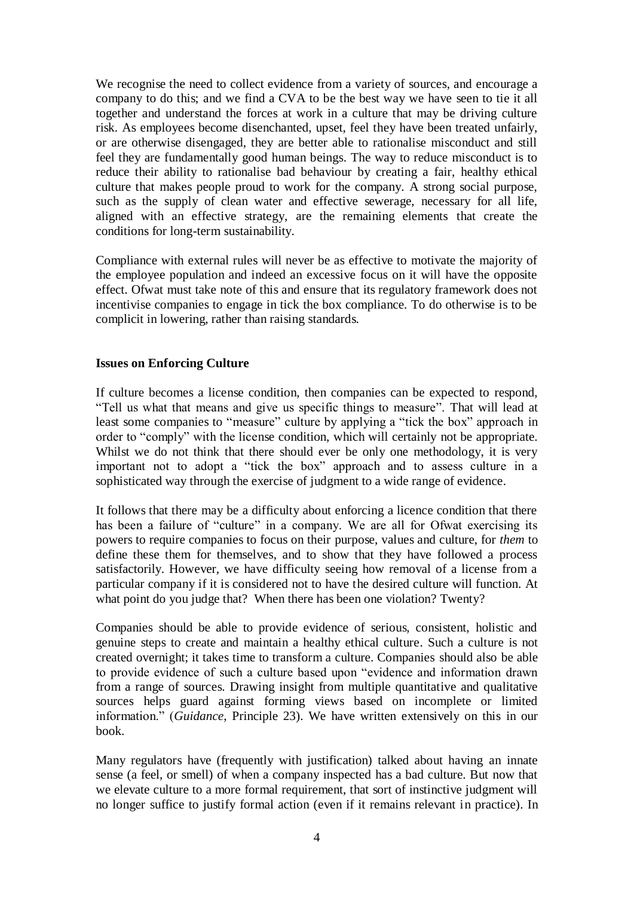We recognise the need to collect evidence from a variety of sources, and encourage a company to do this; and we find a CVA to be the best way we have seen to tie it all together and understand the forces at work in a culture that may be driving culture risk. As employees become disenchanted, upset, feel they have been treated unfairly, or are otherwise disengaged, they are better able to rationalise misconduct and still feel they are fundamentally good human beings. The way to reduce misconduct is to reduce their ability to rationalise bad behaviour by creating a fair, healthy ethical culture that makes people proud to work for the company. A strong social purpose, such as the supply of clean water and effective sewerage, necessary for all life, aligned with an effective strategy, are the remaining elements that create the conditions for long-term sustainability.

Compliance with external rules will never be as effective to motivate the majority of the employee population and indeed an excessive focus on it will have the opposite effect. Ofwat must take note of this and ensure that its regulatory framework does not incentivise companies to engage in tick the box compliance. To do otherwise is to be complicit in lowering, rather than raising standards.

**Issues on Enforcing Culture**

If culture becomes a license condition, then companies can be expected to respond, "Tell us what that means and give us specific things to measure". That will lead at least some companies to "measure" culture by applying a "tick the box" approach in order to "comply" with the license condition, which will certainly not be appropriate. Whilst we do not think that there should ever be only one methodology, it is very important not to adopt a "tick the box" approach and to assess culture in a sophisticated way through the exercise of judgment to a wide range of evidence.

It follows that there may be a difficulty about enforcing a licence condition that there has been a failure of "culture" in a company. We are all for Ofwat exercising its powers to require companies to focus on their purpose, values and culture, for *them* to define these them for themselves, and to show that they have followed a process satisfactorily. However, we have difficulty seeing how removal of a license from a particular company if it is considered not to have the desired culture will function. At what point do you judge that? When there has been one violation? Twenty?

Companies should be able to provide evidence of serious, consistent, holistic and genuine steps to create and maintain a healthy ethical culture. Such a culture is not created overnight; it takes time to transform a culture. Companies should also be able to provide evidence of such a culture based upon "evidence and information drawn from a range of sources. Drawing insight from multiple quantitative and qualitative sources helps guard against forming views based on incomplete or limited information." (*Guidance*, Principle 23). We have written extensively on this in our book.

Many regulators have (frequently with justification) talked about having an innate sense (a feel, or smell) of when a company inspected has a bad culture. But now that we elevate culture to a more formal requirement, that sort of instinctive judgment will no longer suffice to justify formal action (even if it remains relevant in practice). In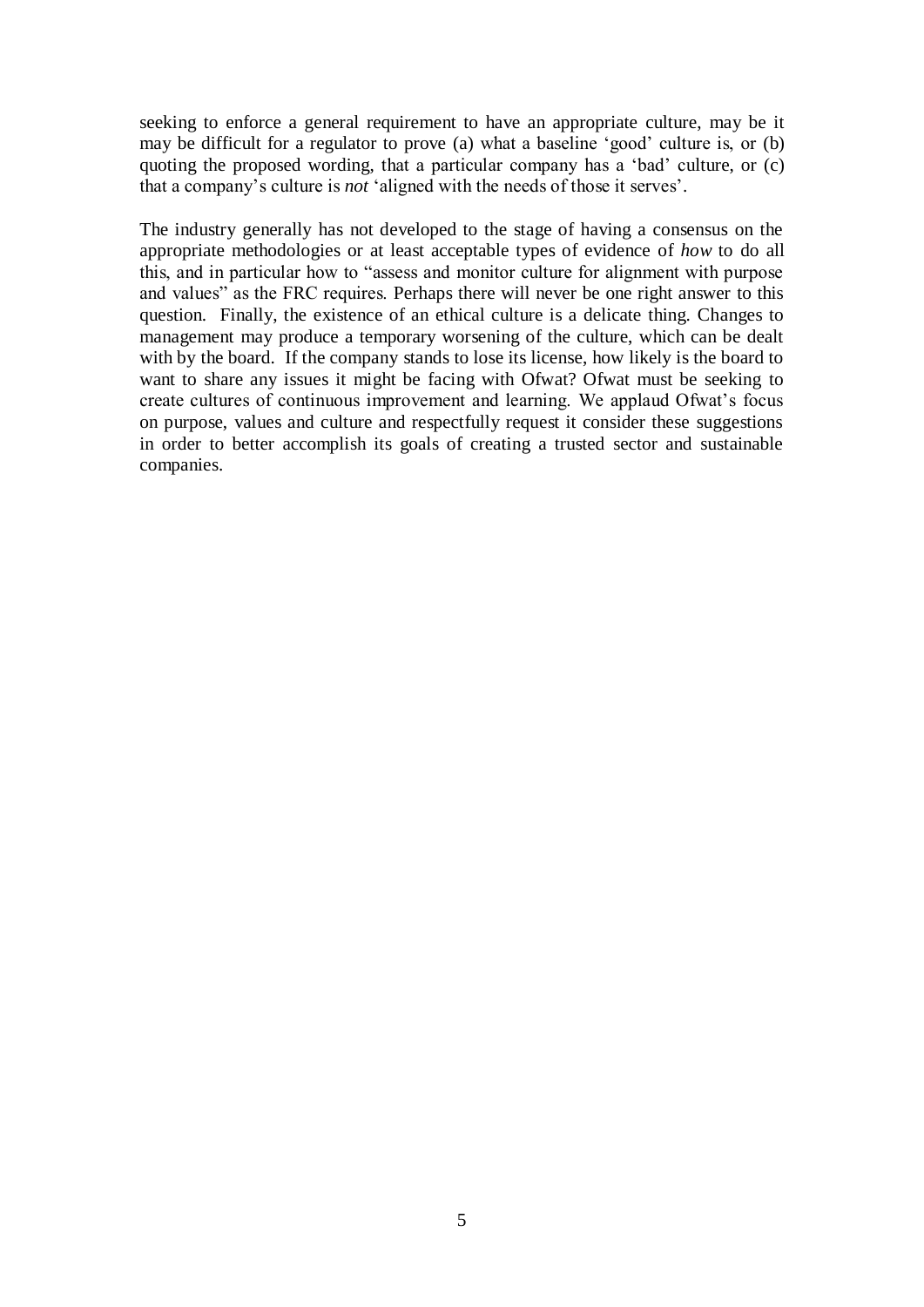seeking to enforce a general requirement to have an appropriate culture, may be it may be difficult for a regulator to prove (a) what a baseline 'good' culture is, or (b) quoting the proposed wording, that a particular company has a 'bad' culture, or (c) that a company's culture is *not* 'aligned with the needs of those it serves'.

The industry generally has not developed to the stage of having a consensus on the appropriate methodologies or at least acceptable types of evidence of *how* to do all this, and in particular how to "assess and monitor culture for alignment with purpose and values" as the FRC requires. Perhaps there will never be one right answer to this question. Finally, the existence of an ethical culture is a delicate thing. Changes to management may produce a temporary worsening of the culture, which can be dealt with by the board. If the company stands to lose its license, how likely is the board to want to share any issues it might be facing with Ofwat? Ofwat must be seeking to create cultures of continuous improvement and learning. We applaud Ofwat's focus on purpose, values and culture and respectfully request it consider these suggestions in order to better accomplish its goals of creating a trusted sector and sustainable companies.